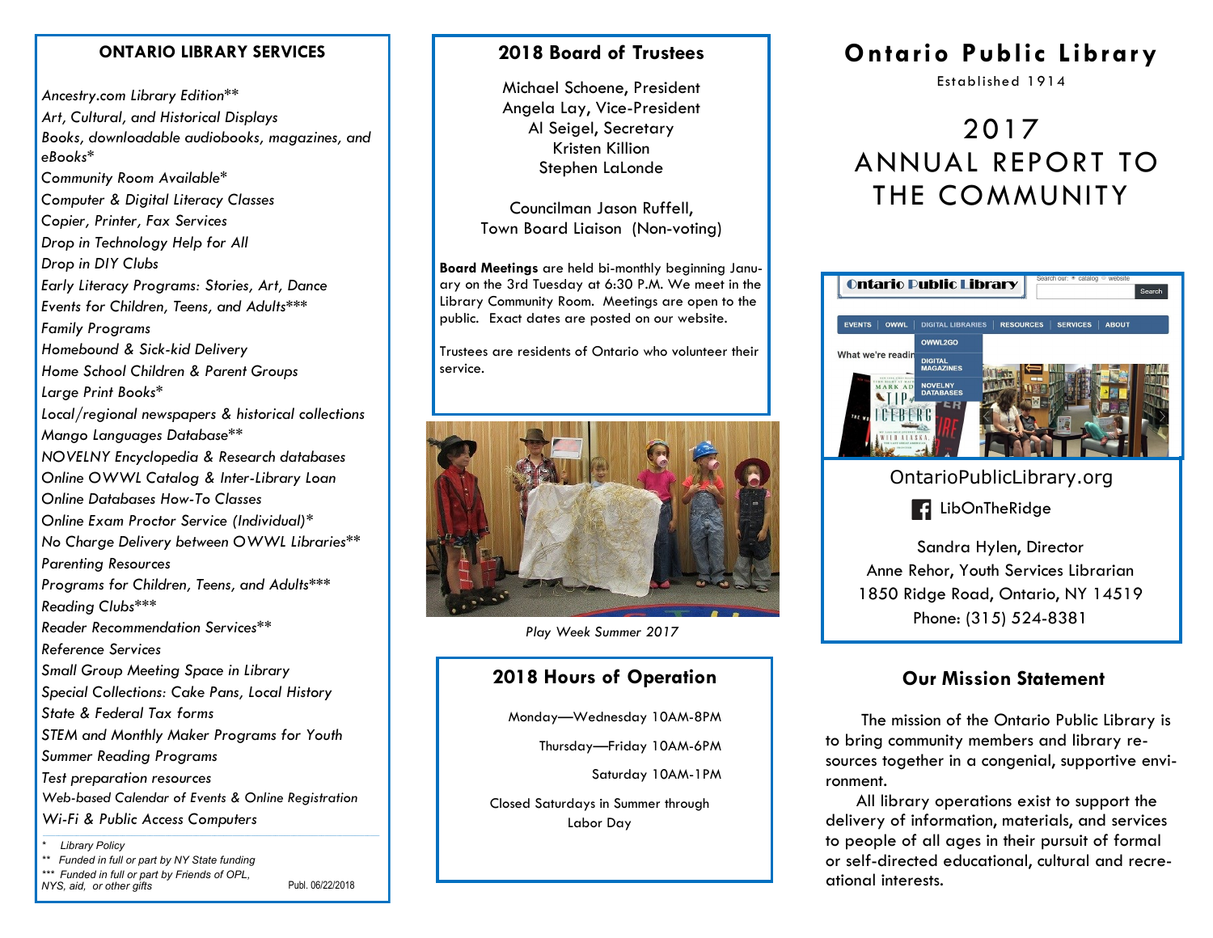## ONTARIO LIBRARY SERVICES

*Ancestry.com Library Edition***
*Art, Cultural, and Historical Displays*
*Books, downloadable audiobooks, magazines, and eBooks**
*Community Room Available**
*Computer & Digital Literacy Classes*
*Copier, Printer, Fax Services*
*Drop in Technology Help for All*
*Drop in DIY Clubs*
*Early Literacy Programs: Stories, Art, Dance*
*Events for Children, Teens, and Adults****
*Family Programs*
*Homebound & Sick-kid Delivery*
*Home School Children & Parent Groups*
*Large Print Books**
*Local/regional newspapers & historical collections*
*Mango Languages Database***
*NOVELNY Encyclopedia & Research databases*
*Online OWWL Catalog & Inter-Library Loan*
*Online Databases How-To Classes*
*Online Exam Proctor Service (Individual)**
*No Charge Delivery between OWWL Libraries***
*Parenting Resources*
*Programs for Children, Teens, and Adults****
*Reading Clubs****
*Reader Recommendation Services***
*Reference Services*
*Small Group Meeting Space in Library*
*Special Collections: Cake Pans, Local History*
*State & Federal Tax forms*
*STEM and Monthly Maker Programs for Youth*
*Summer Reading Programs*
*Test preparation resources*
*Web-based Calendar of Events & Online Registration*
*Wi-Fi & Public Access Computers*

---

\* Library Policy
\*\* Funded in full or part by NY State funding
\*\*\* Funded in full or part by Friends of OPL, NYS, aid, or other gifts

Publ. 06/22/2018

## 2018 Board of Trustees

Michael Schoene, President
Angela Lay, Vice-President
Al Seigel, Secretary
Kristen Killion
Stephen LaLonde

Councilman Jason Ruffell,
Town Board Liaison (Non-voting)

**Board Meetings** are held bi-monthly beginning January on the 3rd Tuesday at 6:30 P.M. We meet in the Library Community Room. Meetings are open to the public. Exact dates are posted on our website.

Trustees are residents of Ontario who volunteer their service.

*Play Week Summer 2017*

## 2018 Hours of Operation

Monday—Wednesday 10AM-8PM
Thursday—Friday 10AM-6PM
Saturday 10AM-1PM

Closed Saturdays in Summer through Labor Day

# Ontario Public Library

Established 1914

# 2017 ANNUAL REPORT TO THE COMMUNITY

OntarioPublicLibrary.org

LibOnTheRidge

Sandra Hylen, Director
Anne Rehor, Youth Services Librarian
1850 Ridge Road, Ontario, NY 14519
Phone: (315) 524-8381

## Our Mission Statement

The mission of the Ontario Public Library is to bring community members and library resources together in a congenial, supportive environment.

All library operations exist to support the delivery of information, materials, and services to people of all ages in their pursuit of formal or self-directed educational, cultural and recreational interests.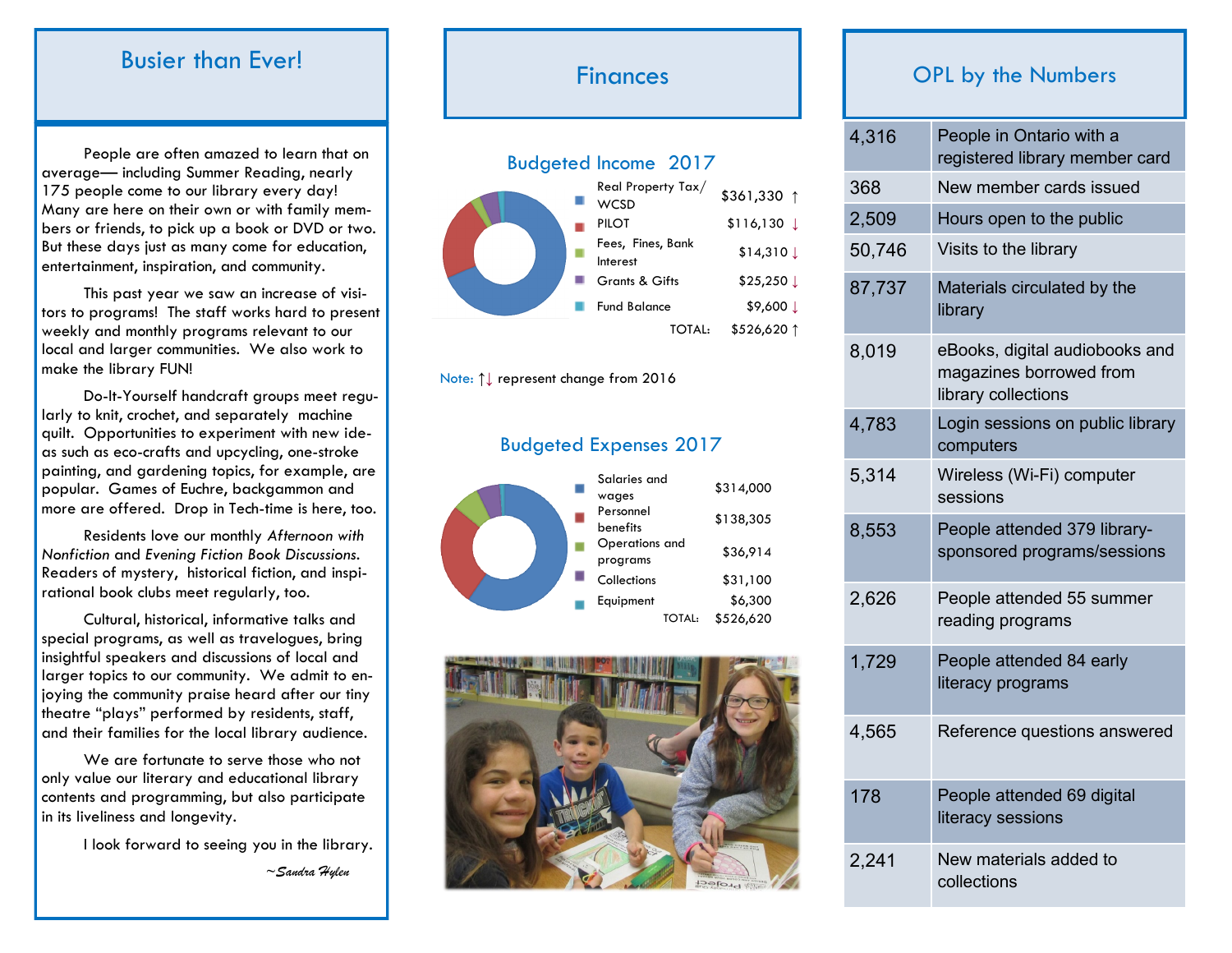## Busier than Ever!

People are often amazed to learn that on average— including Summer Reading, nearly 175 people come to our library every day! Many are here on their own or with family members or friends, to pick up a book or DVD or two. But these days just as many come for education, entertainment, inspiration, and community.

This past year we saw an increase of visitors to programs! The staff works hard to present weekly and monthly programs relevant to our local and larger communities. We also work to make the library FUN!

Do-It-Yourself handcraft groups meet regularly to knit, crochet, and separately machine quilt. Opportunities to experiment with new ideas such as eco-crafts and upcycling, one-stroke painting, and gardening topics, for example, are popular. Games of Euchre, backgammon and more are offered. Drop in Tech-time is here, too.

Residents love our monthly *Afternoon with Nonfiction* and *Evening Fiction Book Discussions*. Readers of mystery, historical fiction, and inspirational book clubs meet regularly, too.

Cultural, historical, informative talks and special programs, as well as travelogues, bring insightful speakers and discussions of local and larger topics to our community. We admit to enjoying the community praise heard after our tiny theatre "plays" performed by residents, staff, and their families for the local library audience.

We are fortunate to serve those who not only value our literary and educational library contents and programming, but also participate in its liveliness and longevity.

I look forward to seeing you in the library.

~*Sandra Hylen*

## Finances

### Budgeted Income 2017

Real Property Tax/ WCSD $361,330 ↑
PILOT $116,130 ↓
Fees, Fines, Bank Interest $14,310 ↓
Grants & Gifts $25,250 ↓
Fund Balance $9,600 ↓
TOTAL: $526,620 ↑

Note: ↑↓ represent change from 2016

### Budgeted Expenses 2017

Salaries and wages $314,000
Personnel benefits $138,305
Operations and programs $36,914
Collections $31,100
Equipment $6,300
TOTAL: $526,620

## OPL by the Numbers

| | |
|---|---|
| 4,316 | People in Ontario with a registered library member card |
| 368 | New member cards issued |
| 2,509 | Hours open to the public |
| 50,746 | Visits to the library |
| 87,737 | Materials circulated by the library |
| 8,019 | eBooks, digital audiobooks and magazines borrowed from library collections |
| 4,783 | Login sessions on public library computers |
| 5,314 | Wireless (Wi-Fi) computer sessions |
| 8,553 | People attended 379 library-sponsored programs/sessions |
| 2,626 | People attended 55 summer reading programs |
| 1,729 | People attended 84 early literacy programs |
| 4,565 | Reference questions answered |
| 178 | People attended 69 digital literacy sessions |
| 2,241 | New materials added to collections |